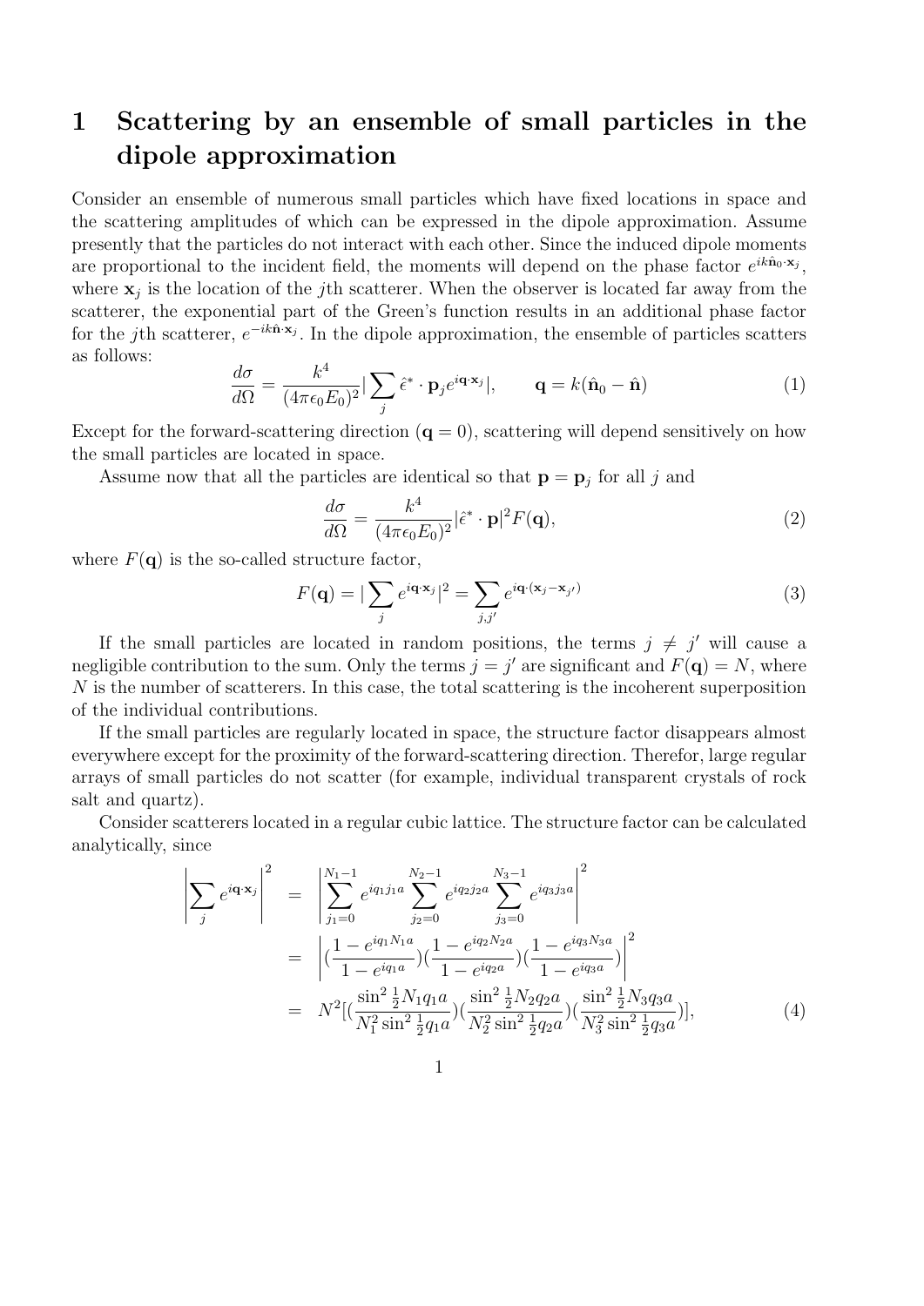# 1 Scattering by an ensemble of small particles in the dipole approximation

Consider an ensemble of numerous small particles which have fixed locations in space and the scattering amplitudes of which can be expressed in the dipole approximation. Assume presently that the particles do not interact with each other. Since the induced dipole moments are proportional to the incident field, the moments will depend on the phase factor $e^{ik\hat{\mathbf{n}}_0\cdot\mathbf{x}_j}$, where $\mathbf{x}_j$ is the location of the $j$th scatterer. When the observer is located far away from the scatterer, the exponential part of the Green's function results in an additional phase factor for the $j$th scatterer, $e^{-ik\hat{\mathbf{n}}\cdot\mathbf{x}_j}$. In the dipole approximation, the ensemble of particles scatters as follows:

$$\frac{d\sigma}{d\Omega} = \frac{k^4}{(4\pi\epsilon_0 E_0)^2}|\sum_j \hat{\epsilon}^* \cdot \mathbf{p}_j e^{i\mathbf{q}\cdot\mathbf{x}_j}|, \qquad \mathbf{q} = k(\hat{\mathbf{n}}_0 - \hat{\mathbf{n}}) \tag{1}$$

Except for the forward-scattering direction ($\mathbf{q} = 0$), scattering will depend sensitively on how the small particles are located in space.

Assume now that all the particles are identical so that $\mathbf{p} = \mathbf{p}_j$ for all $j$ and

$$\frac{d\sigma}{d\Omega} = \frac{k^4}{(4\pi\epsilon_0 E_0)^2}|\hat{\epsilon}^* \cdot \mathbf{p}|^2 F(\mathbf{q}), \tag{2}$$

where $F(\mathbf{q})$ is the so-called structure factor,

$$F(\mathbf{q}) = |\sum_j e^{i\mathbf{q}\cdot\mathbf{x}_j}|^2 = \sum_{j,j'} e^{i\mathbf{q}\cdot(\mathbf{x}_j - \mathbf{x}_{j'})} \tag{3}$$

If the small particles are located in random positions, the terms $j \neq j'$ will cause a negligible contribution to the sum. Only the terms $j = j'$ are significant and $F(\mathbf{q}) = N$, where $N$ is the number of scatterers. In this case, the total scattering is the incoherent superposition of the individual contributions.

If the small particles are regularly located in space, the structure factor disappears almost everywhere except for the proximity of the forward-scattering direction. Therefor, large regular arrays of small particles do not scatter (for example, individual transparent crystals of rock salt and quartz).

Consider scatterers located in a regular cubic lattice. The structure factor can be calculated analytically, since

$$\begin{aligned}
\left|\sum_j e^{i\mathbf{q}\cdot\mathbf{x}_j}\right|^2 &= \left|\sum_{j_1=0}^{N_1-1} e^{iq_1 j_1 a} \sum_{j_2=0}^{N_2-1} e^{iq_2 j_2 a} \sum_{j_3=0}^{N_3-1} e^{iq_3 j_3 a}\right|^2 \\
&= \left|\left(\frac{1 - e^{iq_1 N_1 a}}{1 - e^{iq_1 a}}\right)\left(\frac{1 - e^{iq_2 N_2 a}}{1 - e^{iq_2 a}}\right)\left(\frac{1 - e^{iq_3 N_3 a}}{1 - e^{iq_3 a}}\right)\right|^2 \\
&= N^2\left[\left(\frac{\sin^2 \frac{1}{2}N_1 q_1 a}{N_1^2 \sin^2 \frac{1}{2}q_1 a}\right)\left(\frac{\sin^2 \frac{1}{2}N_2 q_2 a}{N_2^2 \sin^2 \frac{1}{2}q_2 a}\right)\left(\frac{\sin^2 \frac{1}{2}N_3 q_3 a}{N_3^2 \sin^2 \frac{1}{2}q_3 a}\right)\right],
\end{aligned} \tag{4}$$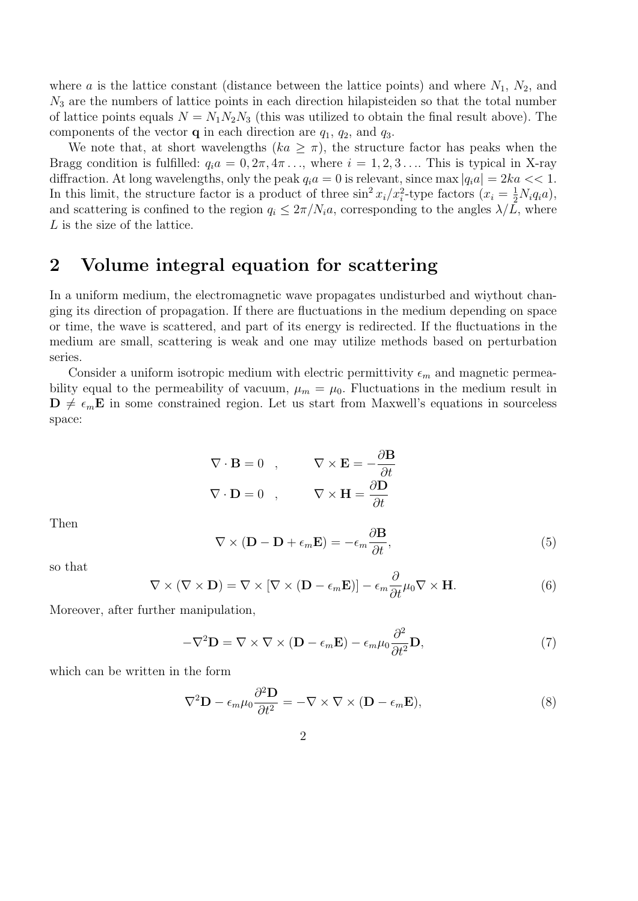where $a$ is the lattice constant (distance between the lattice points) and where $N_1$, $N_2$, and $N_3$ are the numbers of lattice points in each direction hilapisteiden so that the total number of lattice points equals $N = N_1 N_2 N_3$ (this was utilized to obtain the final result above). The components of the vector $\mathbf{q}$ in each direction are $q_1$, $q_2$, and $q_3$.

We note that, at short wavelengths ($ka \geq \pi$), the structure factor has peaks when the Bragg condition is fulfilled: $q_i a = 0, 2\pi, 4\pi \ldots$, where $i = 1, 2, 3 \ldots$. This is typical in X-ray diffraction. At long wavelengths, only the peak $q_i a = 0$ is relevant, since $\max |q_i a| = 2ka << 1$. In this limit, the structure factor is a product of three $\sin^2 x_i / x_i^2$-type factors ($x_i = \frac{1}{2} N_i q_i a$), and scattering is confined to the region $q_i \leq 2\pi / N_i a$, corresponding to the angles $\lambda / L$, where $L$ is the size of the lattice.

## 2 Volume integral equation for scattering

In a uniform medium, the electromagnetic wave propagates undisturbed and wiythout changing its direction of propagation. If there are fluctuations in the medium depending on space or time, the wave is scattered, and part of its energy is redirected. If the fluctuations in the medium are small, scattering is weak and one may utilize methods based on perturbation series.

Consider a uniform isotropic medium with electric permittivity $\epsilon_m$ and magnetic permeability equal to the permeability of vacuum, $\mu_m = \mu_0$. Fluctuations in the medium result in $\mathbf{D} \neq \epsilon_m \mathbf{E}$ in some constrained region. Let us start from Maxwell's equations in sourceless space:

$$\nabla \cdot \mathbf{B} = 0 \quad , \qquad \nabla \times \mathbf{E} = -\frac{\partial \mathbf{B}}{\partial t}$$
$$\nabla \cdot \mathbf{D} = 0 \quad , \qquad \nabla \times \mathbf{H} = \frac{\partial \mathbf{D}}{\partial t}$$

Then

$$\nabla \times (\mathbf{D} - \mathbf{D} + \epsilon_m \mathbf{E}) = -\epsilon_m \frac{\partial \mathbf{B}}{\partial t}, \tag{5}$$

so that

$$\nabla \times (\nabla \times \mathbf{D}) = \nabla \times [\nabla \times (\mathbf{D} - \epsilon_m \mathbf{E})] - \epsilon_m \frac{\partial}{\partial t} \mu_0 \nabla \times \mathbf{H}. \tag{6}$$

Moreover, after further manipulation,

$$-\nabla^2 \mathbf{D} = \nabla \times \nabla \times (\mathbf{D} - \epsilon_m \mathbf{E}) - \epsilon_m \mu_0 \frac{\partial^2}{\partial t^2} \mathbf{D}, \tag{7}$$

which can be written in the form

$$\nabla^2 \mathbf{D} - \epsilon_m \mu_0 \frac{\partial^2 \mathbf{D}}{\partial t^2} = -\nabla \times \nabla \times (\mathbf{D} - \epsilon_m \mathbf{E}), \tag{8}$$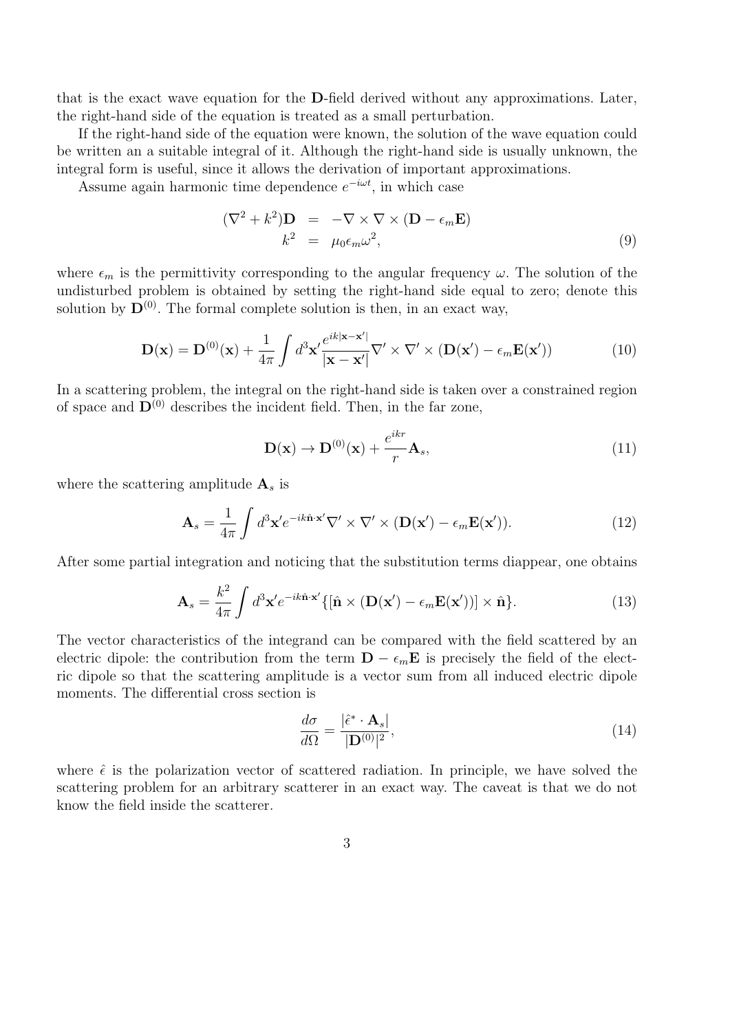that is the exact wave equation for the **D**-field derived without any approximations. Later, the right-hand side of the equation is treated as a small perturbation.

If the right-hand side of the equation were known, the solution of the wave equation could be written an a suitable integral of it. Although the right-hand side is usually unknown, the integral form is useful, since it allows the derivation of important approximations.

Assume again harmonic time dependence $e^{-i\omega t}$, in which case

$$
\begin{aligned}
(\nabla^2 + k^2)\mathbf{D} &= -\nabla \times \nabla \times (\mathbf{D} - \epsilon_m \mathbf{E}) \\
k^2 &= \mu_0 \epsilon_m \omega^2,
\end{aligned}
\tag{9}
$$

where $\epsilon_m$ is the permittivity corresponding to the angular frequency $\omega$. The solution of the undisturbed problem is obtained by setting the right-hand side equal to zero; denote this solution by $\mathbf{D}^{(0)}$. The formal complete solution is then, in an exact way,

$$
\mathbf{D}(\mathbf{x}) = \mathbf{D}^{(0)}(\mathbf{x}) + \frac{1}{4\pi} \int d^3\mathbf{x}' \frac{e^{ik|\mathbf{x}-\mathbf{x}'|}}{|\mathbf{x}-\mathbf{x}'|} \nabla' \times \nabla' \times (\mathbf{D}(\mathbf{x}') - \epsilon_m \mathbf{E}(\mathbf{x}')) \tag{10}
$$

In a scattering problem, the integral on the right-hand side is taken over a constrained region of space and $\mathbf{D}^{(0)}$ describes the incident field. Then, in the far zone,

$$
\mathbf{D}(\mathbf{x}) \to \mathbf{D}^{(0)}(\mathbf{x}) + \frac{e^{ikr}}{r} \mathbf{A}_s, \tag{11}
$$

where the scattering amplitude $\mathbf{A}_s$ is

$$
\mathbf{A}_s = \frac{1}{4\pi} \int d^3\mathbf{x}' e^{-ik\hat{\mathbf{n}}\cdot\mathbf{x}'} \nabla' \times \nabla' \times (\mathbf{D}(\mathbf{x}') - \epsilon_m \mathbf{E}(\mathbf{x}')). \tag{12}
$$

After some partial integration and noticing that the substitution terms diappear, one obtains

$$
\mathbf{A}_s = \frac{k^2}{4\pi} \int d^3\mathbf{x}' e^{-ik\hat{\mathbf{n}}\cdot\mathbf{x}'} \{[\hat{\mathbf{n}} \times (\mathbf{D}(\mathbf{x}') - \epsilon_m \mathbf{E}(\mathbf{x}'))] \times \hat{\mathbf{n}}\}. \tag{13}
$$

The vector characteristics of the integrand can be compared with the field scattered by an electric dipole: the contribution from the term $\mathbf{D} - \epsilon_m \mathbf{E}$ is precisely the field of the electric dipole so that the scattering amplitude is a vector sum from all induced electric dipole moments. The differential cross section is

$$
\frac{d\sigma}{d\Omega} = \frac{|\hat{\epsilon}^* \cdot \mathbf{A}_s|}{|\mathbf{D}^{(0)}|^2}, \tag{14}
$$

where $\hat{\epsilon}$ is the polarization vector of scattered radiation. In principle, we have solved the scattering problem for an arbitrary scatterer in an exact way. The caveat is that we do not know the field inside the scatterer.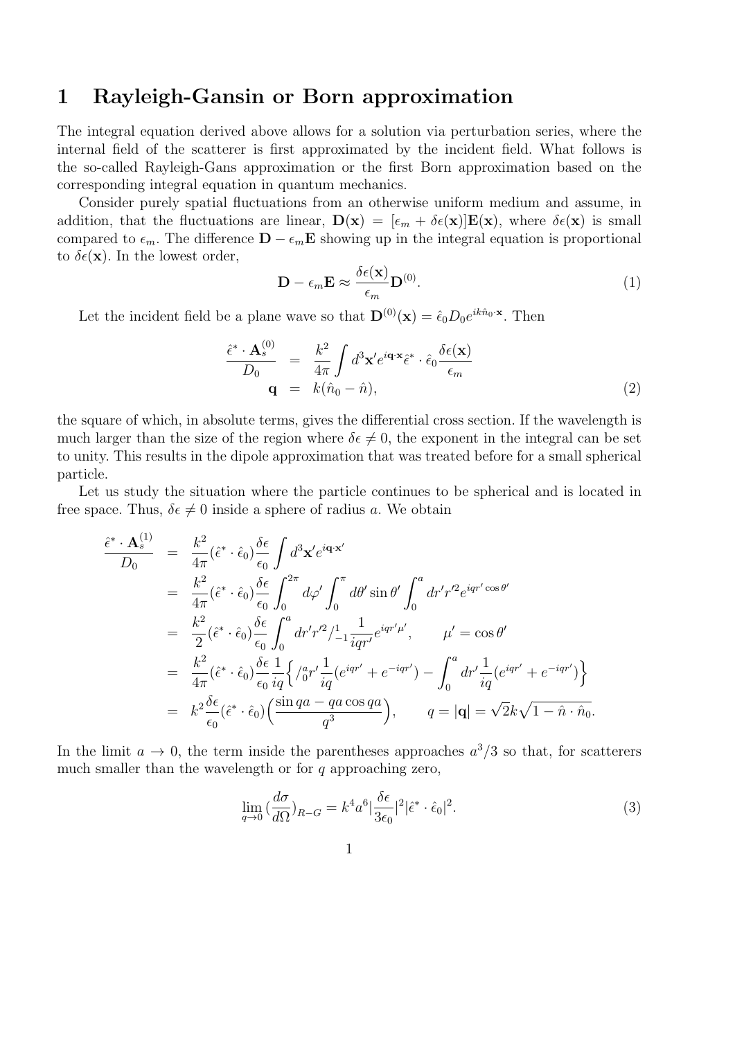# 1 Rayleigh-Gansin or Born approximation

The integral equation derived above allows for a solution via perturbation series, where the internal field of the scatterer is first approximated by the incident field. What follows is the so-called Rayleigh-Gans approximation or the first Born approximation based on the corresponding integral equation in quantum mechanics.

Consider purely spatial fluctuations from an otherwise uniform medium and assume, in addition, that the fluctuations are linear, $\mathbf{D}(\mathbf{x}) = [\epsilon_m + \delta\epsilon(\mathbf{x})]\mathbf{E}(\mathbf{x})$, where $\delta\epsilon(\mathbf{x})$ is small compared to $\epsilon_m$. The difference $\mathbf{D} - \epsilon_m \mathbf{E}$ showing up in the integral equation is proportional to $\delta\epsilon(\mathbf{x})$. In the lowest order,

$$
\mathbf{D} - \epsilon_m \mathbf{E} \approx \frac{\delta\epsilon(\mathbf{x})}{\epsilon_m}\mathbf{D}^{(0)}. \tag{1}
$$

Let the incident field be a plane wave so that $\mathbf{D}^{(0)}(\mathbf{x}) = \hat{\epsilon}_0 D_0 e^{ik\hat{n}_0\cdot\mathbf{x}}$. Then

$$
\begin{aligned}
\frac{\hat{\epsilon}^*\cdot\mathbf{A}_s^{(0)}}{D_0} &= \frac{k^2}{4\pi}\int d^3\mathbf{x}' e^{i\mathbf{q}\cdot\mathbf{x}}\hat{\epsilon}^*\cdot\hat{\epsilon}_0\frac{\delta\epsilon(\mathbf{x})}{\epsilon_m} \\
\mathbf{q} &= k(\hat{n}_0 - \hat{n}),
\end{aligned} \tag{2}
$$

the square of which, in absolute terms, gives the differential cross section. If the wavelength is much larger than the size of the region where $\delta\epsilon \neq 0$, the exponent in the integral can be set to unity. This results in the dipole approximation that was treated before for a small spherical particle.

Let us study the situation where the particle continues to be spherical and is located in free space. Thus, $\delta\epsilon \neq 0$ inside a sphere of radius $a$. We obtain

$$
\begin{aligned}
\frac{\hat{\epsilon}^*\cdot\mathbf{A}_s^{(1)}}{D_0} &= \frac{k^2}{4\pi}(\hat{\epsilon}^*\cdot\hat{\epsilon}_0)\frac{\delta\epsilon}{\epsilon_0}\int d^3\mathbf{x}' e^{i\mathbf{q}\cdot\mathbf{x}'} \\
&= \frac{k^2}{4\pi}(\hat{\epsilon}^*\cdot\hat{\epsilon}_0)\frac{\delta\epsilon}{\epsilon_0}\int_0^{2\pi}d\varphi'\int_0^{\pi}d\theta'\sin\theta'\int_0^a dr' r'^2 e^{iqr'\cos\theta'} \\
&= \frac{k^2}{2}(\hat{\epsilon}^*\cdot\hat{\epsilon}_0)\frac{\delta\epsilon}{\epsilon_0}\int_0^a dr' r'^2 /_{-1}^{1}\frac{1}{iqr'}e^{iqr'\mu'}, \qquad \mu' = \cos\theta' \\
&= \frac{k^2}{4\pi}(\hat{\epsilon}^*\cdot\hat{\epsilon}_0)\frac{\delta\epsilon}{\epsilon_0}\frac{1}{iq}\Big\{/_0^a r'\frac{1}{iq}(e^{iqr'} + e^{-iqr'}) - \int_0^a dr'\frac{1}{iq}(e^{iqr'} + e^{-iqr'})\Big\} \\
&= k^2\frac{\delta\epsilon}{\epsilon_0}(\hat{\epsilon}^*\cdot\hat{\epsilon}_0)\Big(\frac{\sin qa - qa\cos qa}{q^3}\Big), \qquad q = |\mathbf{q}| = \sqrt{2}k\sqrt{1-\hat{n}\cdot\hat{n}_0}.
\end{aligned}
$$

In the limit $a \to 0$, the term inside the parentheses approaches $a^3/3$ so that, for scatterers much smaller than the wavelength or for $q$ approaching zero,

$$
\lim_{q\to 0}\left(\frac{d\sigma}{d\Omega}\right)_{R-G} = k^4 a^6 \left|\frac{\delta\epsilon}{3\epsilon_0}\right|^2 |\hat{\epsilon}^*\cdot\hat{\epsilon}_0|^2. \tag{3}
$$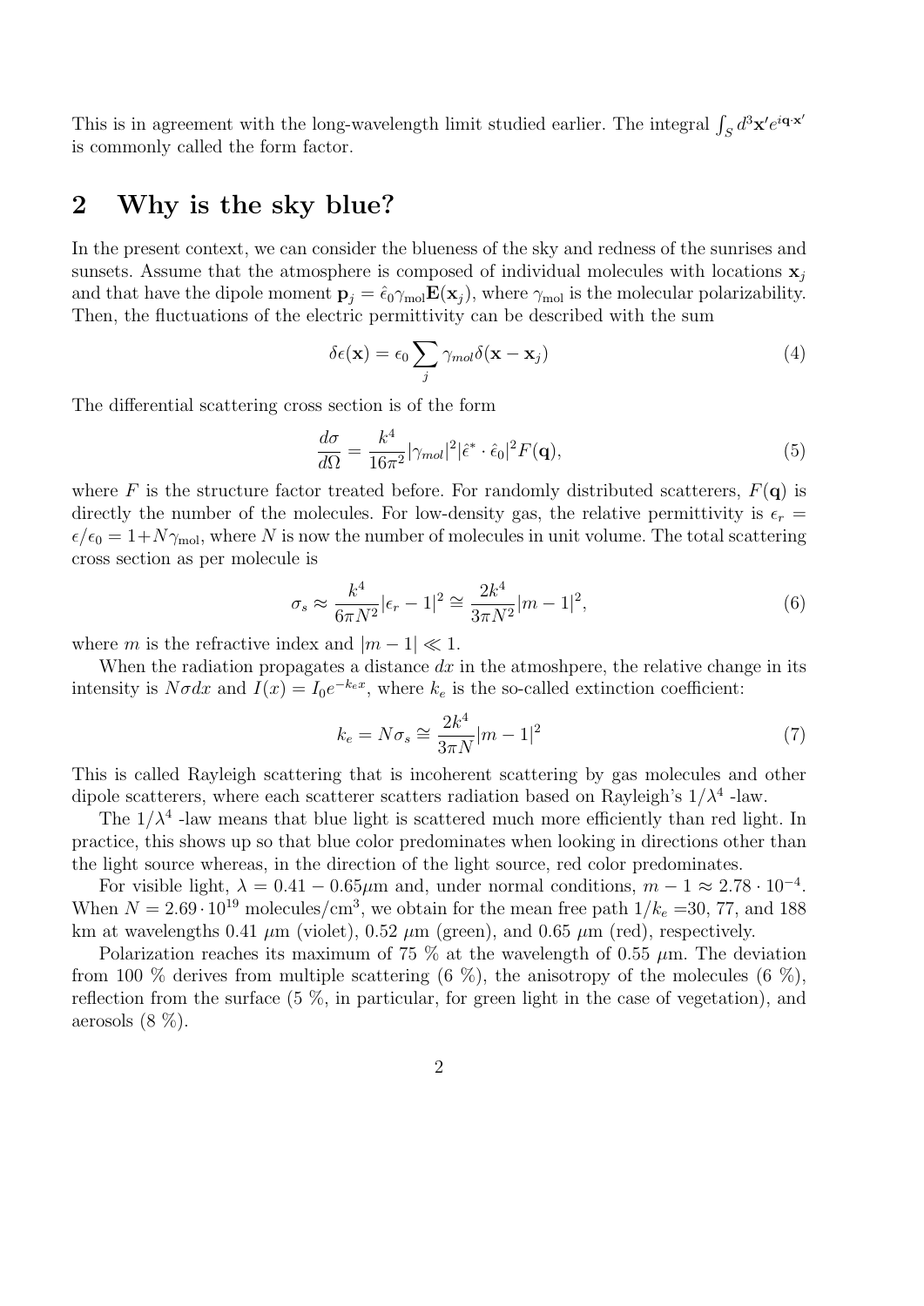This is in agreement with the long-wavelength limit studied earlier. The integral $\int_S d^3\mathbf{x}' e^{i\mathbf{q}\cdot\mathbf{x}'}$ is commonly called the form factor.

## 2 Why is the sky blue?

In the present context, we can consider the blueness of the sky and redness of the sunrises and sunsets. Assume that the atmosphere is composed of individual molecules with locations $\mathbf{x}_j$ and that have the dipole moment $\mathbf{p}_j = \hat{\epsilon}_0 \gamma_{\rm mol} \mathbf{E}(\mathbf{x}_j)$, where $\gamma_{\rm mol}$ is the molecular polarizability. Then, the fluctuations of the electric permittivity can be described with the sum

$$\delta\epsilon(\mathbf{x}) = \epsilon_0 \sum_j \gamma_{mol} \delta(\mathbf{x} - \mathbf{x}_j) \tag{4}$$

The differential scattering cross section is of the form

$$\frac{d\sigma}{d\Omega} = \frac{k^4}{16\pi^2} |\gamma_{mol}|^2 |\hat{\epsilon}^* \cdot \hat{\epsilon}_0|^2 F(\mathbf{q}), \tag{5}$$

where $F$ is the structure factor treated before. For randomly distributed scatterers, $F(\mathbf{q})$ is directly the number of the molecules. For low-density gas, the relative permittivity is $\epsilon_r = \epsilon/\epsilon_0 = 1 + N\gamma_{\rm mol}$, where $N$ is now the number of molecules in unit volume. The total scattering cross section as per molecule is

$$\sigma_s \approx \frac{k^4}{6\pi N^2} |\epsilon_r - 1|^2 \cong \frac{2k^4}{3\pi N^2} |m - 1|^2, \tag{6}$$

where $m$ is the refractive index and $|m - 1| \ll 1$.

When the radiation propagates a distance $dx$ in the atmoshpere, the relative change in its intensity is $N\sigma dx$ and $I(x) = I_0 e^{-k_e x}$, where $k_e$ is the so-called extinction coefficient:

$$k_e = N\sigma_s \cong \frac{2k^4}{3\pi N} |m - 1|^2 \tag{7}$$

This is called Rayleigh scattering that is incoherent scattering by gas molecules and other dipole scatterers, where each scatterer scatters radiation based on Rayleigh's $1/\lambda^4$ -law.

The $1/\lambda^4$ -law means that blue light is scattered much more efficiently than red light. In practice, this shows up so that blue color predominates when looking in directions other than the light source whereas, in the direction of the light source, red color predominates.

For visible light, $\lambda = 0.41 - 0.65\mu$m and, under normal conditions, $m - 1 \approx 2.78 \cdot 10^{-4}$. When $N = 2.69 \cdot 10^{19}$ molecules/cm$^3$, we obtain for the mean free path $1/k_e$ =30, 77, and 188 km at wavelengths 0.41 $\mu$m (violet), 0.52 $\mu$m (green), and 0.65 $\mu$m (red), respectively.

Polarization reaches its maximum of 75 % at the wavelength of 0.55 $\mu$m. The deviation from 100 % derives from multiple scattering (6 %), the anisotropy of the molecules (6 %), reflection from the surface (5 %, in particular, for green light in the case of vegetation), and aerosols (8 %).